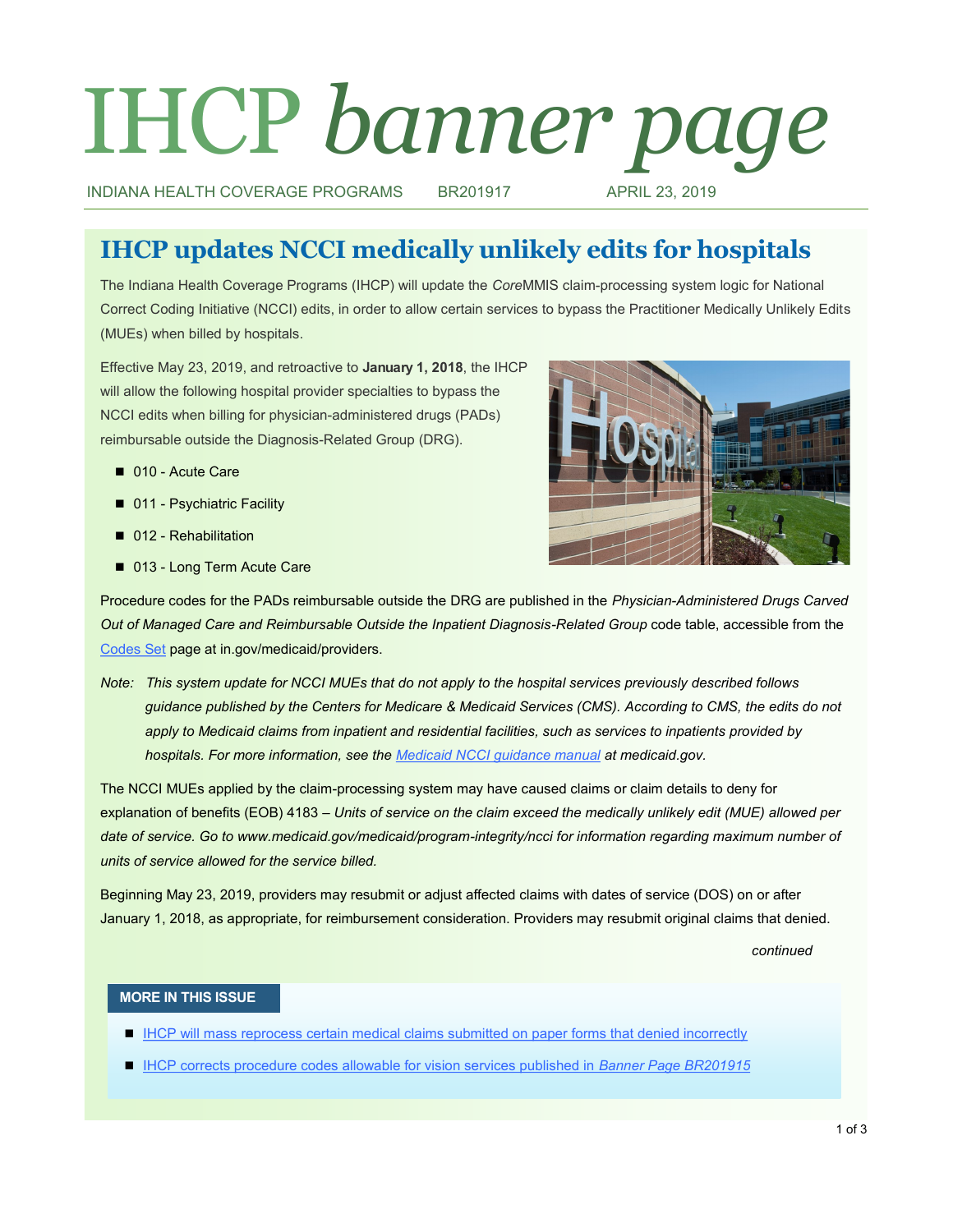# IHCP *banner page*

INDIANA HEALTH COVERAGE PROGRAMS BR201917 APRIL 23, 2019

## IHCP updates NCCI medically unlikely edits for hospitals

The Indiana Health Coverage Programs (IHCP) will update the *Core*MMIS claim-processing system logic for National Correct Coding Initiative (NCCI) edits, in order to allow certain services to bypass the Practitioner Medically Unlikely Edits (MUEs) when billed by hospitals.

Effective May 23, 2019, and retroactive to **January 1, 2018**, the IHCP will allow the following hospital provider specialties to bypass the NCCI edits when billing for physician-administered drugs (PADs) reimbursable outside the Diagnosis-Related Group (DRG).

- 010 - Acute Care
- 011 - Psychiatric Facility
- 012 - Rehabilitation
- 013 - Long Term Acute Care

Procedure codes for the PADs reimbursable outside the DRG are published in the *Physician-Administered Drugs Carved Out of Managed Care and Reimbursable Outside the Inpatient Diagnosis-Related Group* code table, accessible from the Codes Set page at in.gov/medicaid/providers.

*Note: This system update for NCCI MUEs that do not apply to the hospital services previously described follows guidance published by the Centers for Medicare & Medicaid Services (CMS). According to CMS, the edits do not apply to Medicaid claims from inpatient and residential facilities, such as services to inpatients provided by hospitals. For more information, see the Medicaid NCCI guidance manual at medicaid.gov.*

The NCCI MUEs applied by the claim-processing system may have caused claims or claim details to deny for explanation of benefits (EOB) 4183 – *Units of service on the claim exceed the medically unlikely edit (MUE) allowed per date of service. Go to www.medicaid.gov/medicaid/program-integrity/ncci for information regarding maximum number of units of service allowed for the service billed.*

Beginning May 23, 2019, providers may resubmit or adjust affected claims with dates of service (DOS) on or after January 1, 2018, as appropriate, for reimbursement consideration. Providers may resubmit original claims that denied.

*continued*

**MORE IN THIS ISSUE**

- IHCP will mass reprocess certain medical claims submitted on paper forms that denied incorrectly
- IHCP corrects procedure codes allowable for vision services published in *Banner Page BR201915*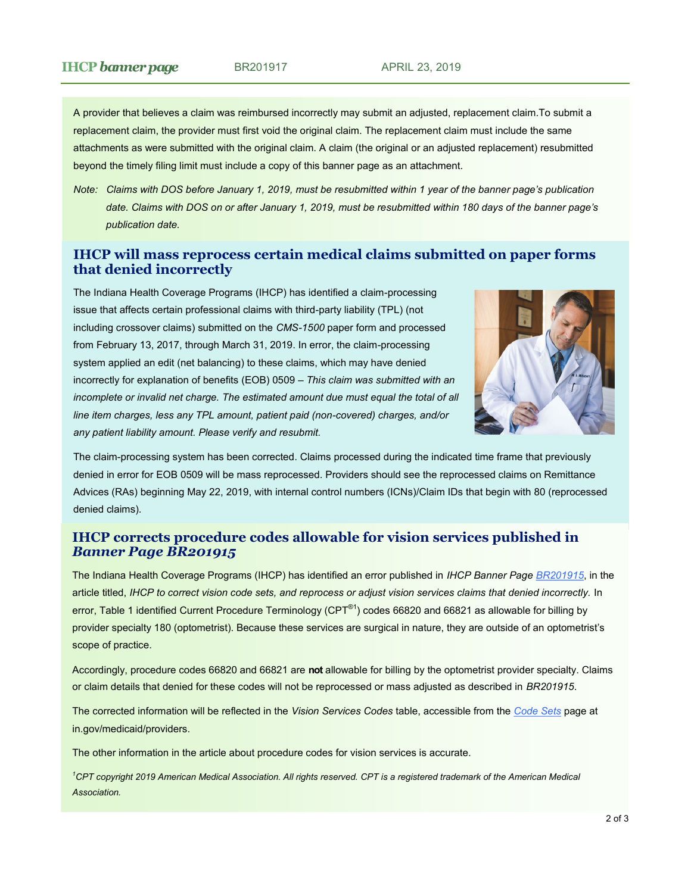A provider that believes a claim was reimbursed incorrectly may submit an adjusted, replacement claim.To submit a replacement claim, the provider must first void the original claim. The replacement claim must include the same attachments as were submitted with the original claim. A claim (the original or an adjusted replacement) resubmitted beyond the timely filing limit must include a copy of this banner page as an attachment.

*Note: Claims with DOS before January 1, 2019, must be resubmitted within 1 year of the banner page's publication date. Claims with DOS on or after January 1, 2019, must be resubmitted within 180 days of the banner page's publication date.*

## IHCP will mass reprocess certain medical claims submitted on paper forms that denied incorrectly

The Indiana Health Coverage Programs (IHCP) has identified a claim-processing issue that affects certain professional claims with third-party liability (TPL) (not including crossover claims) submitted on the *CMS-1500* paper form and processed from February 13, 2017, through March 31, 2019. In error, the claim-processing system applied an edit (net balancing) to these claims, which may have denied incorrectly for explanation of benefits (EOB) 0509 – *This claim was submitted with an incomplete or invalid net charge. The estimated amount due must equal the total of all line item charges, less any TPL amount, patient paid (non-covered) charges, and/or any patient liability amount. Please verify and resubmit.*

The claim-processing system has been corrected. Claims processed during the indicated time frame that previously denied in error for EOB 0509 will be mass reprocessed. Providers should see the reprocessed claims on Remittance Advices (RAs) beginning May 22, 2019, with internal control numbers (ICNs)/Claim IDs that begin with 80 (reprocessed denied claims).

## IHCP corrects procedure codes allowable for vision services published in *Banner Page BR201915*

The Indiana Health Coverage Programs (IHCP) has identified an error published in *IHCP Banner Page BR201915*, in the article titled, *IHCP to correct vision code sets, and reprocess or adjust vision services claims that denied incorrectly.* In error, Table 1 identified Current Procedure Terminology (CPT®[1]) codes 66820 and 66821 as allowable for billing by provider specialty 180 (optometrist). Because these services are surgical in nature, they are outside of an optometrist's scope of practice.

Accordingly, procedure codes 66820 and 66821 are **not** allowable for billing by the optometrist provider specialty. Claims or claim details that denied for these codes will not be reprocessed or mass adjusted as described in *BR201915*.

The corrected information will be reflected in the *Vision Services Codes* table, accessible from the *Code Sets* page at in.gov/medicaid/providers.

The other information in the article about procedure codes for vision services is accurate.

*[1]CPT copyright 2019 American Medical Association. All rights reserved. CPT is a registered trademark of the American Medical Association.*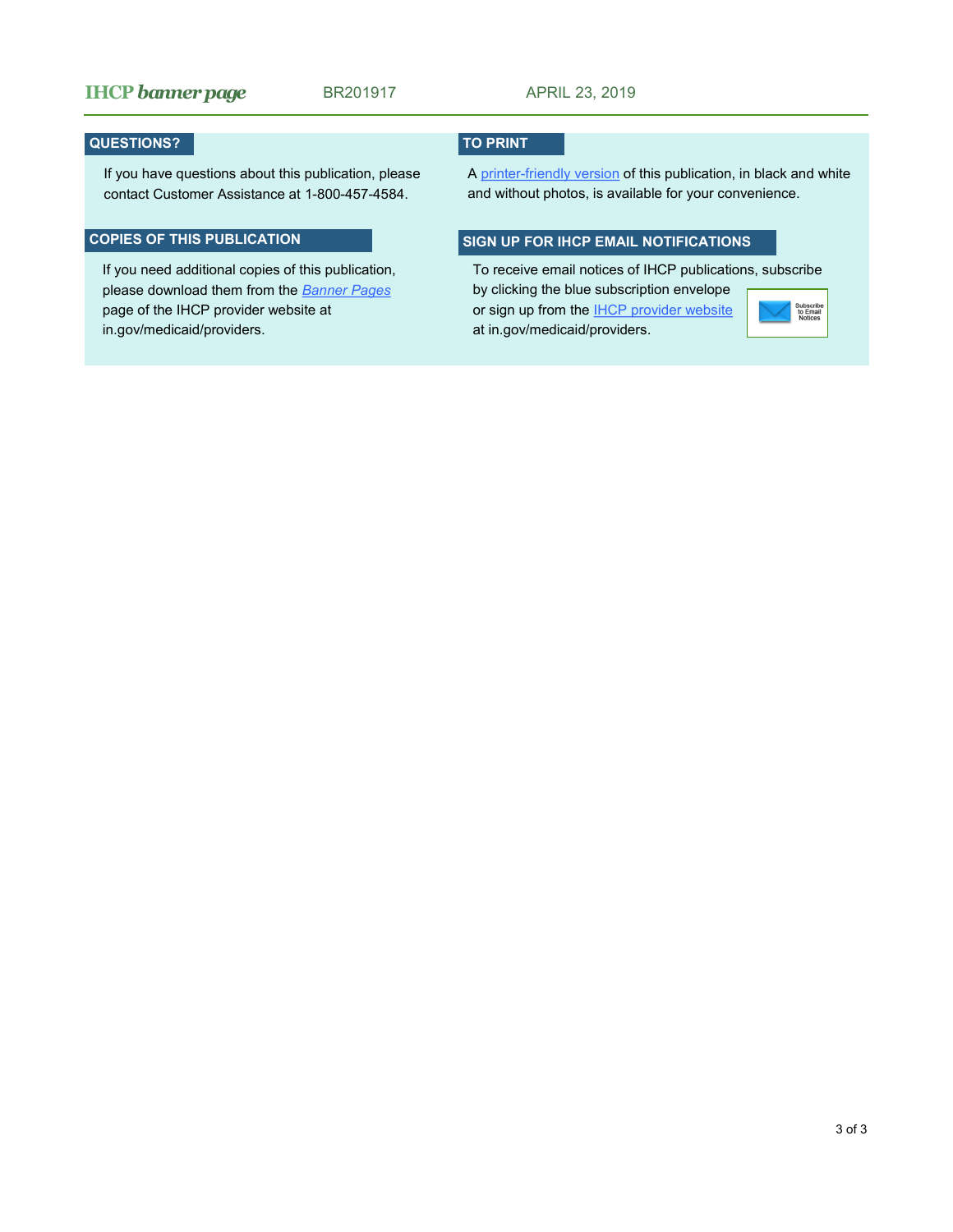## QUESTIONS?

If you have questions about this publication, please contact Customer Assistance at 1-800-457-4584.

## COPIES OF THIS PUBLICATION

If you need additional copies of this publication, please download them from the *Banner Pages* page of the IHCP provider website at in.gov/medicaid/providers.

## TO PRINT

A printer-friendly version of this publication, in black and white and without photos, is available for your convenience.

## SIGN UP FOR IHCP EMAIL NOTIFICATIONS

To receive email notices of IHCP publications, subscribe by clicking the blue subscription envelope or sign up from the IHCP provider website at in.gov/medicaid/providers.